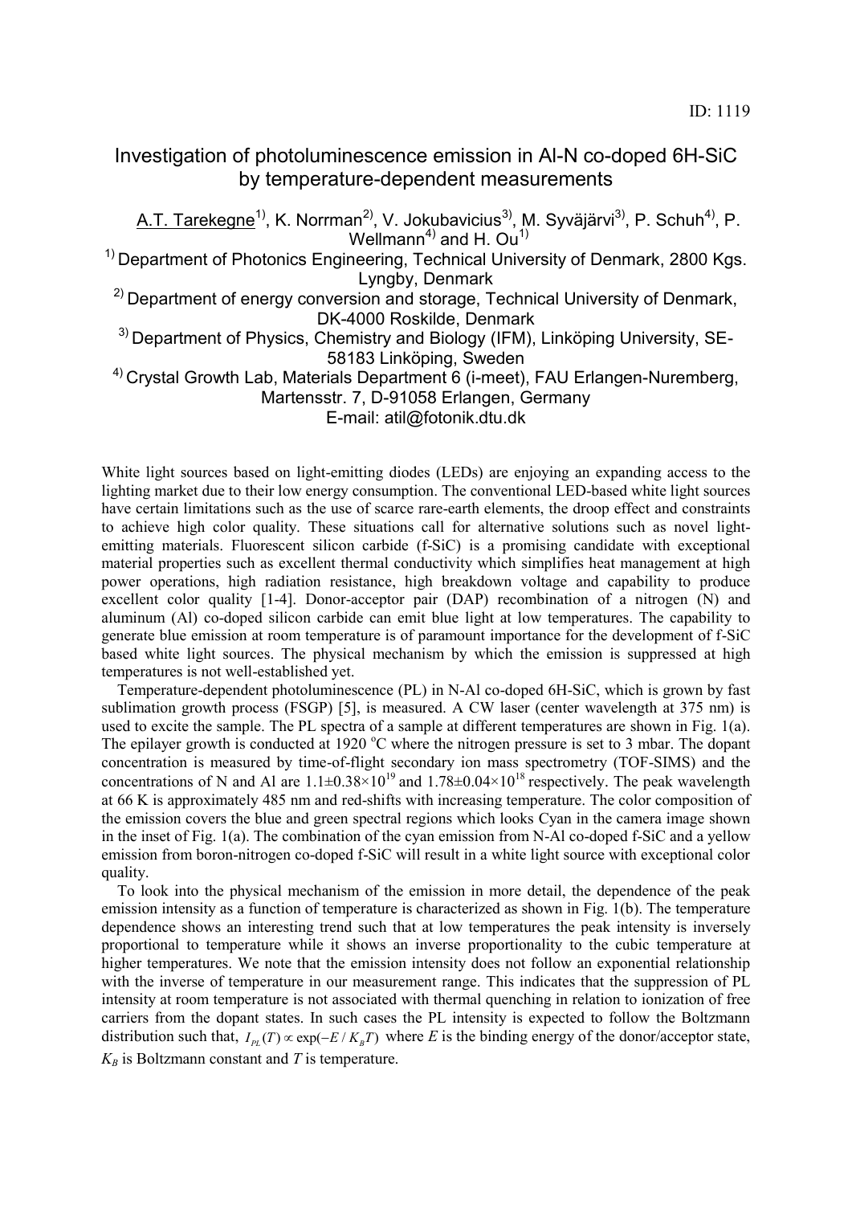ID: 1119

# Investigation of photoluminescence emission in Al-N co-doped 6H-SiC by temperature-dependent measurements

A.T. Tarekegne[1)], K. Norrman[2)], V. Jokubavicius[3)], M. Syväjärvi[3)], P. Schuh[4)], P. Wellmann[4)] and H. Ou[1)]

[1)] Department of Photonics Engineering, Technical University of Denmark, 2800 Kgs. Lyngby, Denmark

[2)] Department of energy conversion and storage, Technical University of Denmark, DK-4000 Roskilde, Denmark

[3)] Department of Physics, Chemistry and Biology (IFM), Linköping University, SE-58183 Linköping, Sweden

[4)] Crystal Growth Lab, Materials Department 6 (i-meet), FAU Erlangen-Nuremberg, Martensstr. 7, D-91058 Erlangen, Germany

E-mail: atil@fotonik.dtu.dk

White light sources based on light-emitting diodes (LEDs) are enjoying an expanding access to the lighting market due to their low energy consumption. The conventional LED-based white light sources have certain limitations such as the use of scarce rare-earth elements, the droop effect and constraints to achieve high color quality. These situations call for alternative solutions such as novel light-emitting materials. Fluorescent silicon carbide (f-SiC) is a promising candidate with exceptional material properties such as excellent thermal conductivity which simplifies heat management at high power operations, high radiation resistance, high breakdown voltage and capability to produce excellent color quality [1-4]. Donor-acceptor pair (DAP) recombination of a nitrogen (N) and aluminum (Al) co-doped silicon carbide can emit blue light at low temperatures. The capability to generate blue emission at room temperature is of paramount importance for the development of f-SiC based white light sources. The physical mechanism by which the emission is suppressed at high temperatures is not well-established yet.

Temperature-dependent photoluminescence (PL) in N-Al co-doped 6H-SiC, which is grown by fast sublimation growth process (FSGP) [5], is measured. A CW laser (center wavelength at 375 nm) is used to excite the sample. The PL spectra of a sample at different temperatures are shown in Fig. 1(a). The epilayer growth is conducted at 1920 °C where the nitrogen pressure is set to 3 mbar. The dopant concentration is measured by time-of-flight secondary ion mass spectrometry (TOF-SIMS) and the concentrations of N and Al are $1.1\pm0.38\times10^{19}$ and $1.78\pm0.04\times10^{18}$ respectively. The peak wavelength at 66 K is approximately 485 nm and red-shifts with increasing temperature. The color composition of the emission covers the blue and green spectral regions which looks Cyan in the camera image shown in the inset of Fig. 1(a). The combination of the cyan emission from N-Al co-doped f-SiC and a yellow emission from boron-nitrogen co-doped f-SiC will result in a white light source with exceptional color quality.

To look into the physical mechanism of the emission in more detail, the dependence of the peak emission intensity as a function of temperature is characterized as shown in Fig. 1(b). The temperature dependence shows an interesting trend such that at low temperatures the peak intensity is inversely proportional to temperature while it shows an inverse proportionality to the cubic temperature at higher temperatures. We note that the emission intensity does not follow an exponential relationship with the inverse of temperature in our measurement range. This indicates that the suppression of PL intensity at room temperature is not associated with thermal quenching in relation to ionization of free carriers from the dopant states. In such cases the PL intensity is expected to follow the Boltzmann distribution such that, $I_{PL}(T) \propto \exp(-E/K_BT)$ where $E$ is the binding energy of the donor/acceptor state, $K_B$ is Boltzmann constant and $T$ is temperature.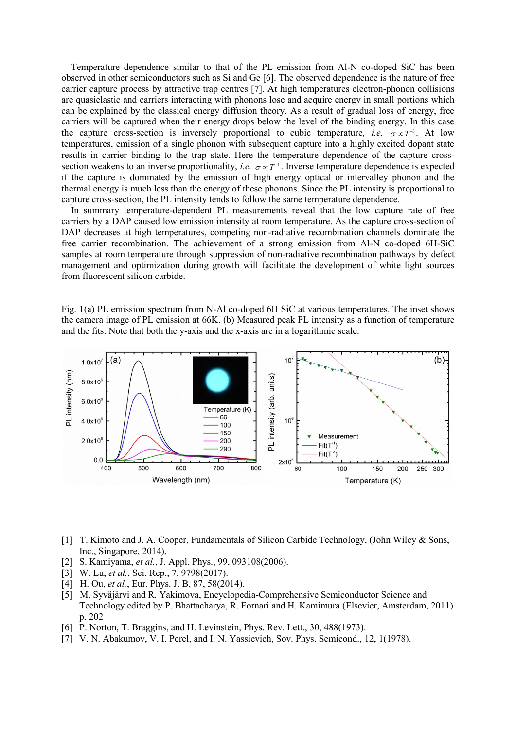Temperature dependence similar to that of the PL emission from Al-N co-doped SiC has been observed in other semiconductors such as Si and Ge [6]. The observed dependence is the nature of free carrier capture process by attractive trap centres [7]. At high temperatures electron-phonon collisions are quasielastic and carriers interacting with phonons lose and acquire energy in small portions which can be explained by the classical energy diffusion theory. As a result of gradual loss of energy, free carriers will be captured when their energy drops below the level of the binding energy. In this case the capture cross-section is inversely proportional to cubic temperature, *i.e.* $\sigma \propto T^{-3}$. At low temperatures, emission of a single phonon with subsequent capture into a highly excited dopant state results in carrier binding to the trap state. Here the temperature dependence of the capture cross-section weakens to an inverse proportionality, *i.e.* $\sigma \propto T^{-1}$. Inverse temperature dependence is expected if the capture is dominated by the emission of high energy optical or intervalley phonon and the thermal energy is much less than the energy of these phonons. Since the PL intensity is proportional to capture cross-section, the PL intensity tends to follow the same temperature dependence.

In summary temperature-dependent PL measurements reveal that the low capture rate of free carriers by a DAP caused low emission intensity at room temperature. As the capture cross-section of DAP decreases at high temperatures, competing non-radiative recombination channels dominate the free carrier recombination. The achievement of a strong emission from Al-N co-doped 6H-SiC samples at room temperature through suppression of non-radiative recombination pathways by defect management and optimization during growth will facilitate the development of white light sources from fluorescent silicon carbide.

Fig. 1(a) PL emission spectrum from N-Al co-doped 6H SiC at various temperatures. The inset shows the camera image of PL emission at 66K. (b) Measured peak PL intensity as a function of temperature and the fits. Note that both the y-axis and the x-axis are in a logarithmic scale.

(a)
PL intensity (nm)
1.0x10^7
8.0x10^6
6.0x10^6
4.0x10^6
2.0x10^6
0.0
400 500 600 700 800
Wavelength (nm)
Temperature (K)
66
100
150
200
290

(b)
PL intensity (arb. units)
10^7
10^6
2x10^5
60 100 150 200 250 300
Temperature (K)
Measurement
Fit(T^-1)
Fit(T^-3)

[1] T. Kimoto and J. A. Cooper, Fundamentals of Silicon Carbide Technology, (John Wiley & Sons, Inc., Singapore, 2014).
[2] S. Kamiyama, *et al.*, J. Appl. Phys., 99, 093108(2006).
[3] W. Lu, *et al.*, Sci. Rep., 7, 9798(2017).
[4] H. Ou, *et al.*, Eur. Phys. J. B, 87, 58(2014).
[5] M. Syväjärvi and R. Yakimova, Encyclopedia-Comprehensive Semiconductor Science and Technology edited by P. Bhattacharya, R. Fornari and H. Kamimura (Elsevier, Amsterdam, 2011) p. 202
[6] P. Norton, T. Braggins, and H. Levinstein, Phys. Rev. Lett., 30, 488(1973).
[7] V. N. Abakumov, V. I. Perel, and I. N. Yassievich, Sov. Phys. Semicond., 12, 1(1978).